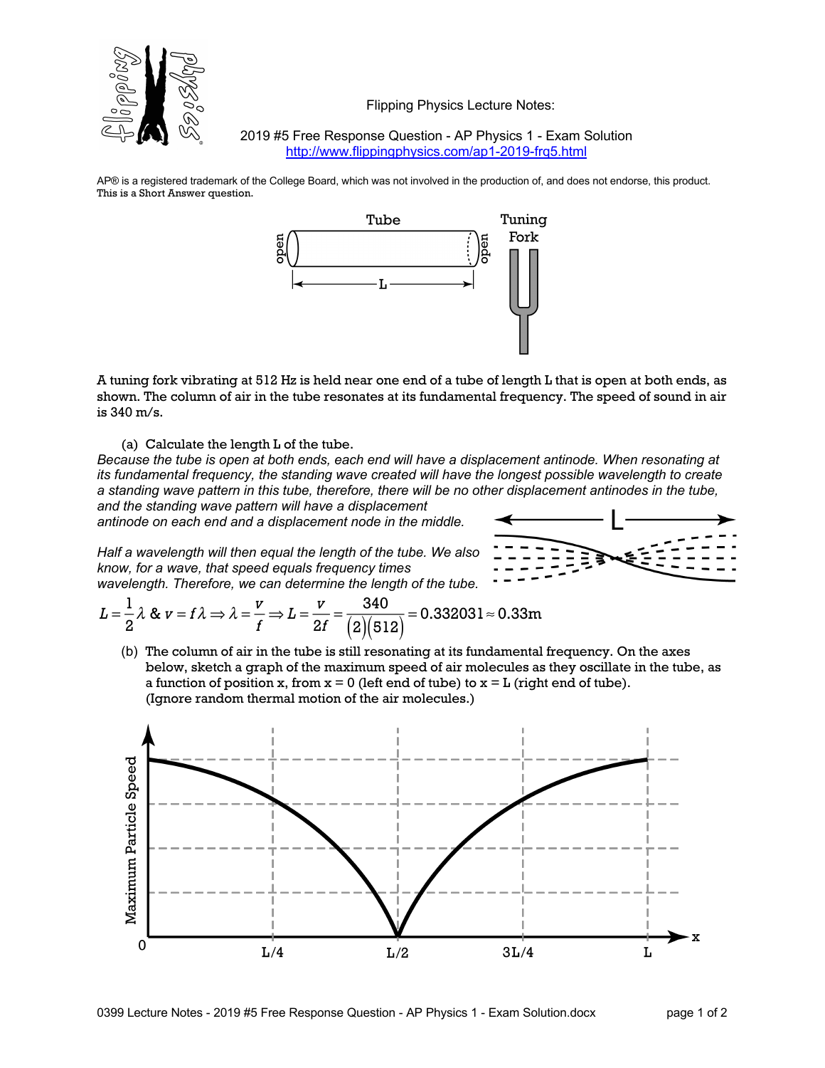Flipping Physics Lecture Notes:

2019 #5 Free Response Question - AP Physics 1 - Exam Solution
http://www.flippingphysics.com/ap1-2019-frq5.html

AP® is a registered trademark of the College Board, which was not involved in the production of, and does not endorse, this product.
This is a Short Answer question.

A tuning fork vibrating at 512 Hz is held near one end of a tube of length L that is open at both ends, as shown. The column of air in the tube resonates at its fundamental frequency. The speed of sound in air is 340 m/s.

(a) Calculate the length L of the tube.

*Because the tube is open at both ends, each end will have a displacement antinode. When resonating at its fundamental frequency, the standing wave created will have the longest possible wavelength to create a standing wave pattern in this tube, therefore, there will be no other displacement antinodes in the tube, and the standing wave pattern will have a displacement antinode on each end and a displacement node in the middle.*

*Half a wavelength will then equal the length of the tube. We also know, for a wave, that speed equals frequency times wavelength. Therefore, we can determine the length of the tube.*

$$L = \frac{1}{2}\lambda \ \& \ v = f\lambda \Rightarrow \lambda = \frac{v}{f} \Rightarrow L = \frac{v}{2f} = \frac{340}{(2)(512)} = 0.332031 \approx 0.33\text{m}$$

(b) The column of air in the tube is still resonating at its fundamental frequency. On the axes below, sketch a graph of the maximum speed of air molecules as they oscillate in the tube, as a function of position x, from x = 0 (left end of tube) to x = L (right end of tube). (Ignore random thermal motion of the air molecules.)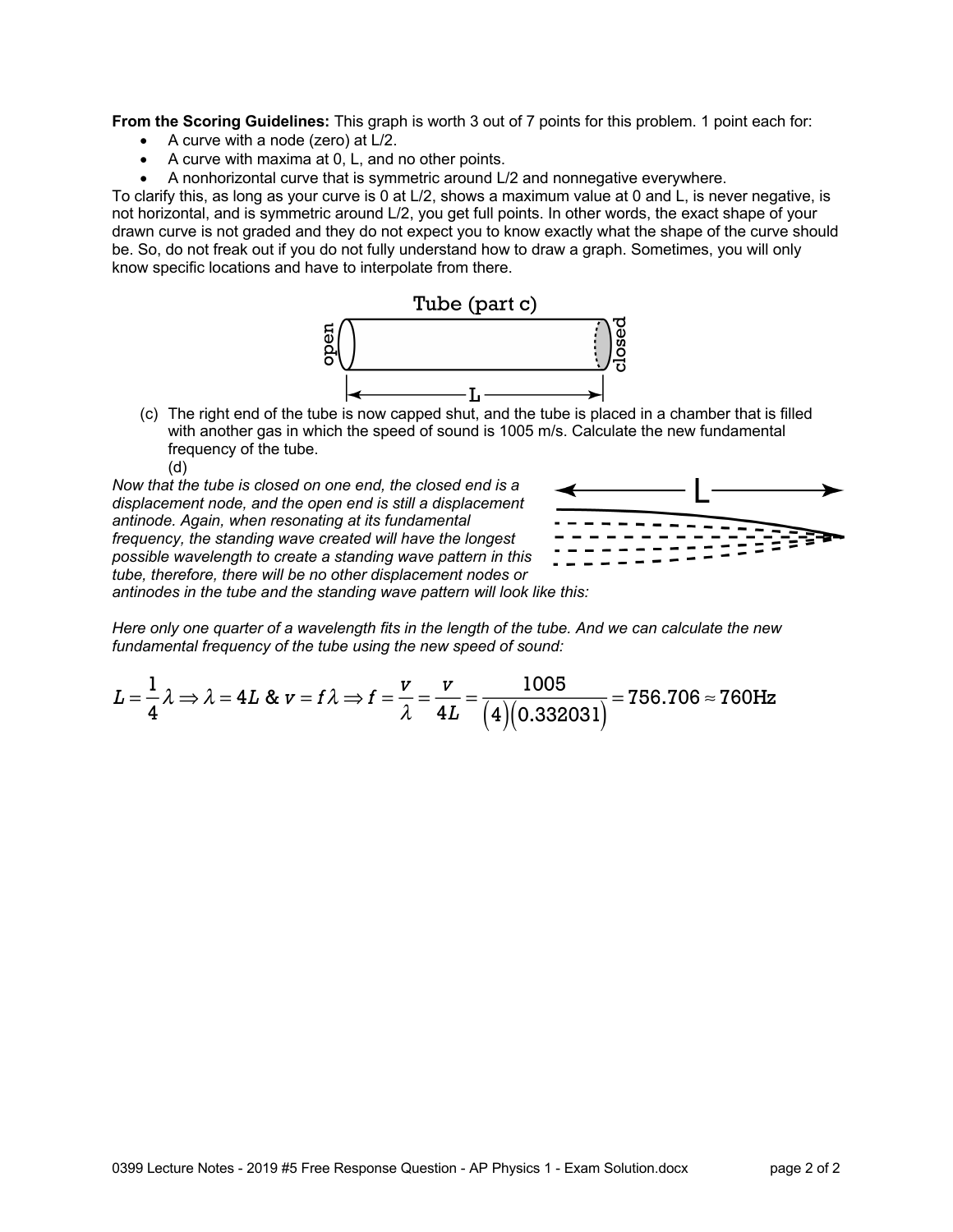**From the Scoring Guidelines:** This graph is worth 3 out of 7 points for this problem. 1 point each for:

- A curve with a node (zero) at L/2.
- A curve with maxima at 0, L, and no other points.
- A nonhorizontal curve that is symmetric around L/2 and nonnegative everywhere.

To clarify this, as long as your curve is 0 at L/2, shows a maximum value at 0 and L, is never negative, is not horizontal, and is symmetric around L/2, you get full points. In other words, the exact shape of your drawn curve is not graded and they do not expect you to know exactly what the shape of the curve should be. So, do not freak out if you do not fully understand how to draw a graph. Sometimes, you will only know specific locations and have to interpolate from there.

Tube (part c)

open

closed

L

(c) The right end of the tube is now capped shut, and the tube is placed in a chamber that is filled with another gas in which the speed of sound is 1005 m/s. Calculate the new fundamental frequency of the tube.

(d)

*Now that the tube is closed on one end, the closed end is a displacement node, and the open end is still a displacement antinode. Again, when resonating at its fundamental frequency, the standing wave created will have the longest possible wavelength to create a standing wave pattern in this tube, therefore, there will be no other displacement nodes or antinodes in the tube and the standing wave pattern will look like this:*

L

*Here only one quarter of a wavelength fits in the length of the tube. And we can calculate the new fundamental frequency of the tube using the new speed of sound:*

$$L = \frac{1}{4}\lambda \Rightarrow \lambda = 4L \;\&\; v = f\lambda \Rightarrow f = \frac{v}{\lambda} = \frac{v}{4L} = \frac{1005}{(4)(0.332031)} = 756.706 \approx 760\text{Hz}$$